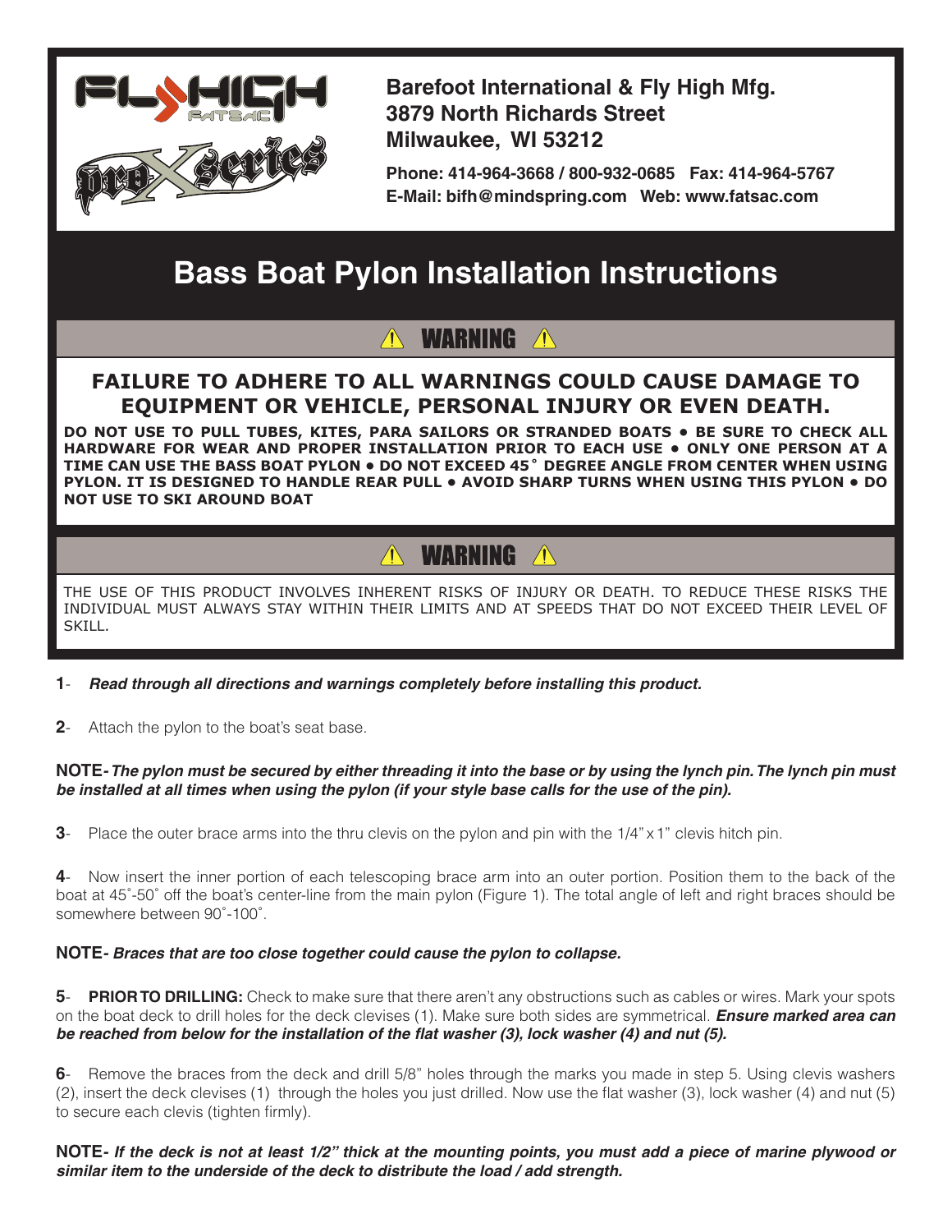FLY HIGH FATSAC

pro X series

**Barefoot International & Fly High Mfg.**
**3879 North Richards Street**
**Milwaukee, WI 53212**

**Phone: 414-964-3668 / 800-932-0685 Fax: 414-964-5767**
**E-Mail: bifh@mindspring.com Web: www.fatsac.com**

# Bass Boat Pylon Installation Instructions

## ⚠ WARNING ⚠

**FAILURE TO ADHERE TO ALL WARNINGS COULD CAUSE DAMAGE TO EQUIPMENT OR VEHICLE, PERSONAL INJURY OR EVEN DEATH.**

**DO NOT USE TO PULL TUBES, KITES, PARA SAILORS OR STRANDED BOATS • BE SURE TO CHECK ALL HARDWARE FOR WEAR AND PROPER INSTALLATION PRIOR TO EACH USE • ONLY ONE PERSON AT A TIME CAN USE THE BASS BOAT PYLON • DO NOT EXCEED 45˚ DEGREE ANGLE FROM CENTER WHEN USING PYLON. IT IS DESIGNED TO HANDLE REAR PULL • AVOID SHARP TURNS WHEN USING THIS PYLON • DO NOT USE TO SKI AROUND BOAT**

## ⚠ WARNING ⚠

THE USE OF THIS PRODUCT INVOLVES INHERENT RISKS OF INJURY OR DEATH. TO REDUCE THESE RISKS THE INDIVIDUAL MUST ALWAYS STAY WITHIN THEIR LIMITS AND AT SPEEDS THAT DO NOT EXCEED THEIR LEVEL OF SKILL.

**1**- ***Read through all directions and warnings completely before installing this product.***

**2**- Attach the pylon to the boat's seat base.

**NOTE-** ***The pylon must be secured by either threading it into the base or by using the lynch pin. The lynch pin must be installed at all times when using the pylon (if your style base calls for the use of the pin).***

**3**- Place the outer brace arms into the thru clevis on the pylon and pin with the 1/4" x 1" clevis hitch pin.

**4**- Now insert the inner portion of each telescoping brace arm into an outer portion. Position them to the back of the boat at 45˚-50˚ off the boat's center-line from the main pylon (Figure 1). The total angle of left and right braces should be somewhere between 90˚-100˚.

**NOTE-** ***Braces that are too close together could cause the pylon to collapse.***

**5**- **PRIOR TO DRILLING:** Check to make sure that there aren't any obstructions such as cables or wires. Mark your spots on the boat deck to drill holes for the deck clevises (1). Make sure both sides are symmetrical. ***Ensure marked area can be reached from below for the installation of the flat washer (3), lock washer (4) and nut (5).***

**6**- Remove the braces from the deck and drill 5/8" holes through the marks you made in step 5. Using clevis washers (2), insert the deck clevises (1) through the holes you just drilled. Now use the flat washer (3), lock washer (4) and nut (5) to secure each clevis (tighten firmly).

**NOTE-** ***If the deck is not at least 1/2" thick at the mounting points, you must add a piece of marine plywood or similar item to the underside of the deck to distribute the load / add strength.***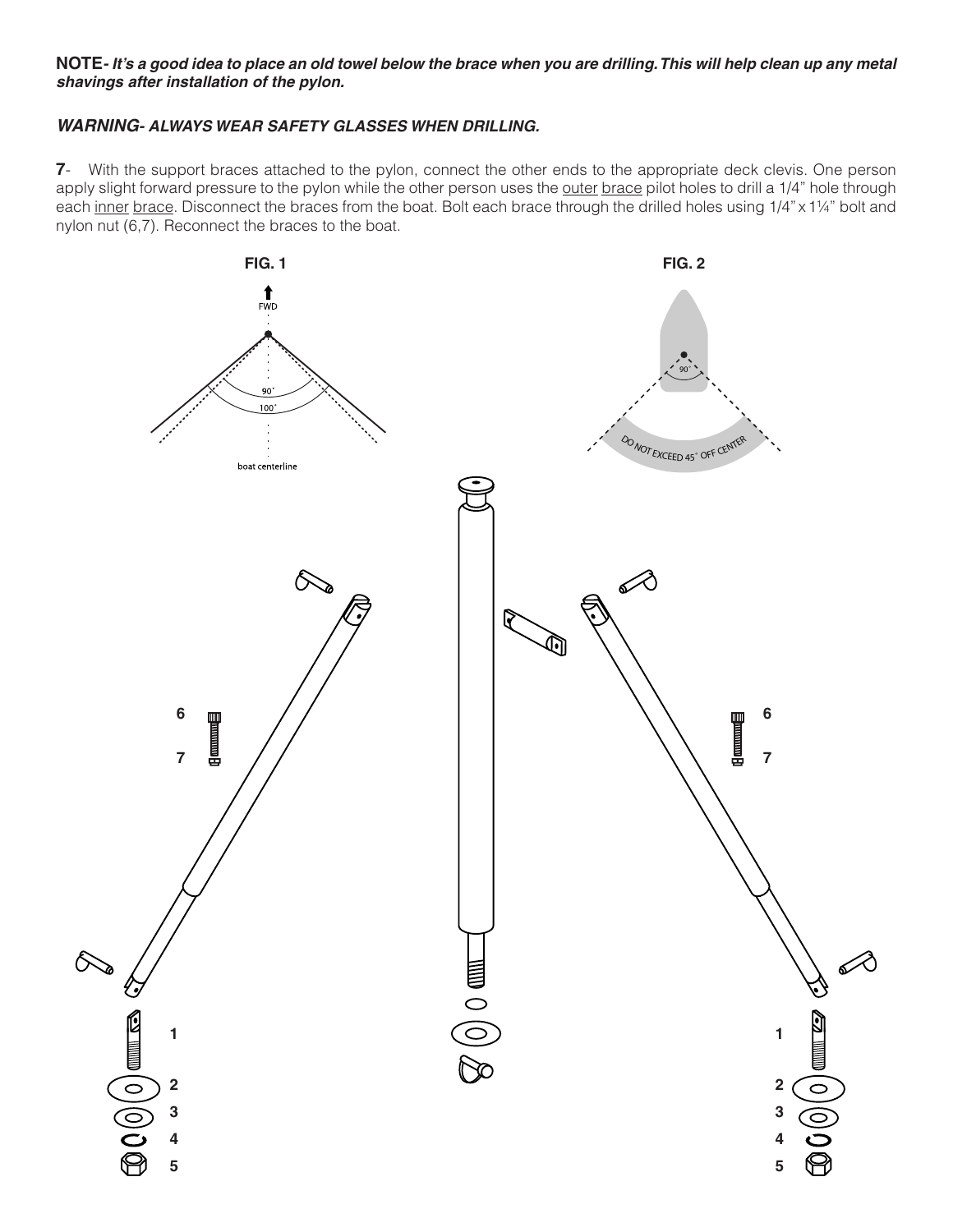**NOTE-** ***It's a good idea to place an old towel below the brace when you are drilling. This will help clean up any metal shavings after installation of the pylon.***

***WARNING- ALWAYS WEAR SAFETY GLASSES WHEN DRILLING.***

**7**- With the support braces attached to the pylon, connect the other ends to the appropriate deck clevis. One person apply slight forward pressure to the pylon while the other person uses the outer brace pilot holes to drill a 1/4" hole through each inner brace. Disconnect the braces from the boat. Bolt each brace through the drilled holes using 1/4" x 1¼" bolt and nylon nut (6,7). Reconnect the braces to the boat.

**FIG. 1**

FWD

90˚

100˚

boat centerline

**FIG. 2**

90˚

DO NOT EXCEED 45˚ OFF CENTER

6

7

6

7

1

2

3

4

5

1

2

3

4

5